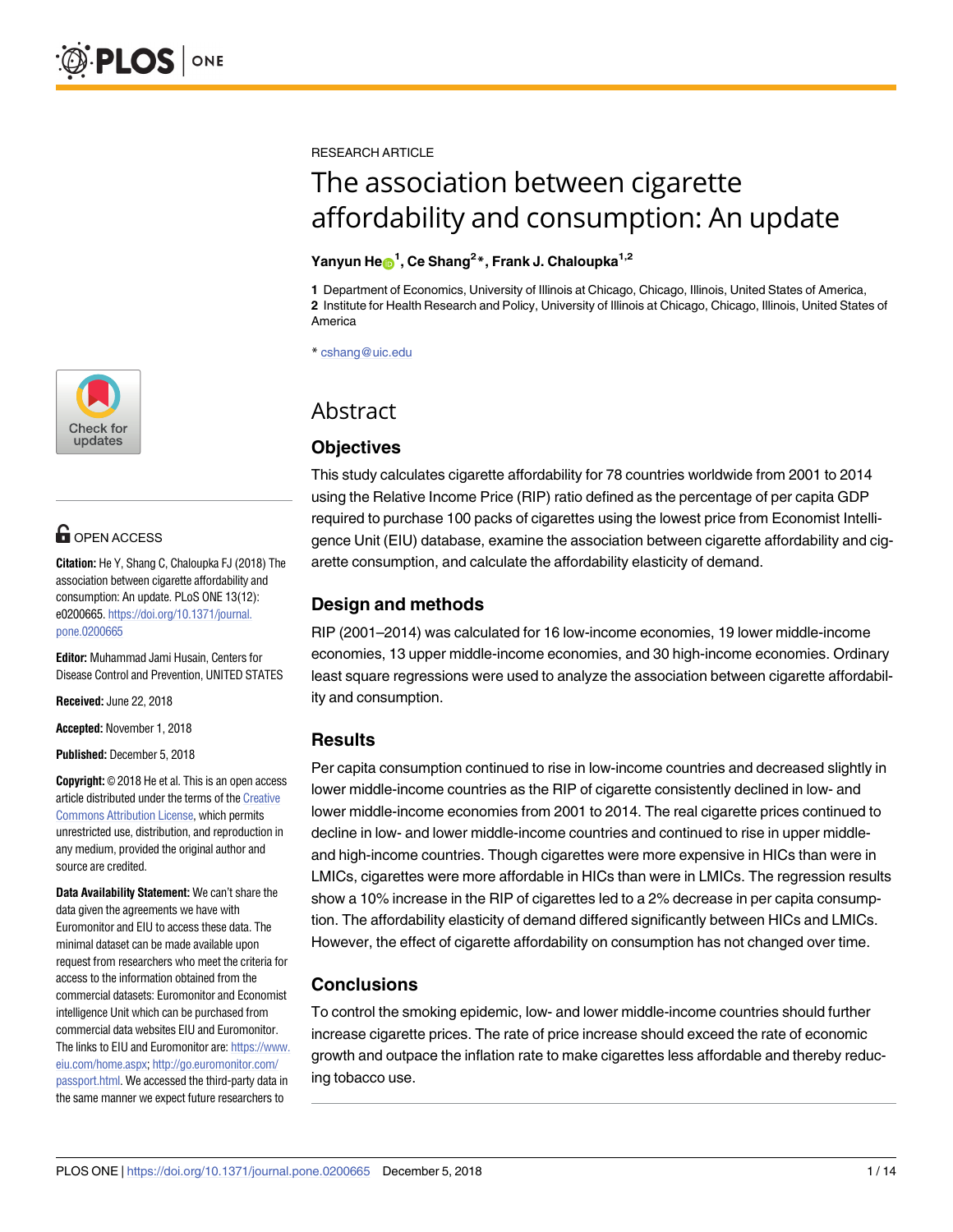RESEARCH ARTICLE

# The association between cigarette affordability and consumption: An update

**Yanyun He[1], Ce Shang[2]*, Frank J. Chaloupka[1,2]**

**1** Department of Economics, University of Illinois at Chicago, Chicago, Illinois, United States of America, **2** Institute for Health Research and Policy, University of Illinois at Chicago, Chicago, Illinois, United States of America

* cshang@uic.edu

OPEN ACCESS

**Citation:** He Y, Shang C, Chaloupka FJ (2018) The association between cigarette affordability and consumption: An update. PLoS ONE 13(12): e0200665. https://doi.org/10.1371/journal.pone.0200665

**Editor:** Muhammad Jami Husain, Centers for Disease Control and Prevention, UNITED STATES

**Received:** June 22, 2018

**Accepted:** November 1, 2018

**Published:** December 5, 2018

**Copyright:** © 2018 He et al. This is an open access article distributed under the terms of the Creative Commons Attribution License, which permits unrestricted use, distribution, and reproduction in any medium, provided the original author and source are credited.

**Data Availability Statement:** We can't share the data given the agreements we have with Euromonitor and EIU to access these data. The minimal dataset can be made available upon request from researchers who meet the criteria for access to the information obtained from the commercial datasets: Euromonitor and Economist intelligence Unit which can be purchased from commercial data websites EIU and Euromonitor. The links to EIU and Euromonitor are: https://www.eiu.com/home.aspx; http://go.euromonitor.com/passport.html. We accessed the third-party data in the same manner we expect future researchers to

## Abstract

### Objectives

This study calculates cigarette affordability for 78 countries worldwide from 2001 to 2014 using the Relative Income Price (RIP) ratio defined as the percentage of per capita GDP required to purchase 100 packs of cigarettes using the lowest price from Economist Intelligence Unit (EIU) database, examine the association between cigarette affordability and cigarette consumption, and calculate the affordability elasticity of demand.

### Design and methods

RIP (2001–2014) was calculated for 16 low-income economies, 19 lower middle-income economies, 13 upper middle-income economies, and 30 high-income economies. Ordinary least square regressions were used to analyze the association between cigarette affordability and consumption.

### Results

Per capita consumption continued to rise in low-income countries and decreased slightly in lower middle-income countries as the RIP of cigarette consistently declined in low- and lower middle-income economies from 2001 to 2014. The real cigarette prices continued to decline in low- and lower middle-income countries and continued to rise in upper middle- and high-income countries. Though cigarettes were more expensive in HICs than were in LMICs, cigarettes were more affordable in HICs than were in LMICs. The regression results show a 10% increase in the RIP of cigarettes led to a 2% decrease in per capita consumption. The affordability elasticity of demand differed significantly between HICs and LMICs. However, the effect of cigarette affordability on consumption has not changed over time.

### Conclusions

To control the smoking epidemic, low- and lower middle-income countries should further increase cigarette prices. The rate of price increase should exceed the rate of economic growth and outpace the inflation rate to make cigarettes less affordable and thereby reducing tobacco use.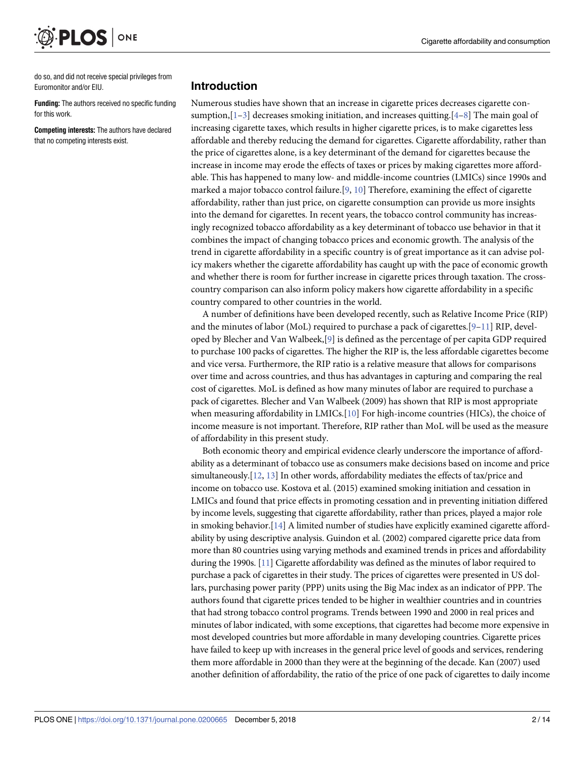do so, and did not receive special privileges from Euromonitor and/or EIU.

**Funding:** The authors received no specific funding for this work.

**Competing interests:** The authors have declared that no competing interests exist.

## Introduction

Numerous studies have shown that an increase in cigarette prices decreases cigarette consumption,[1–3] decreases smoking initiation, and increases quitting.[4–8] The main goal of increasing cigarette taxes, which results in higher cigarette prices, is to make cigarettes less affordable and thereby reducing the demand for cigarettes. Cigarette affordability, rather than the price of cigarettes alone, is a key determinant of the demand for cigarettes because the increase in income may erode the effects of taxes or prices by making cigarettes more affordable. This has happened to many low- and middle-income countries (LMICs) since 1990s and marked a major tobacco control failure.[9, 10] Therefore, examining the effect of cigarette affordability, rather than just price, on cigarette consumption can provide us more insights into the demand for cigarettes. In recent years, the tobacco control community has increasingly recognized tobacco affordability as a key determinant of tobacco use behavior in that it combines the impact of changing tobacco prices and economic growth. The analysis of the trend in cigarette affordability in a specific country is of great importance as it can advise policy makers whether the cigarette affordability has caught up with the pace of economic growth and whether there is room for further increase in cigarette prices through taxation. The cross-country comparison can also inform policy makers how cigarette affordability in a specific country compared to other countries in the world.

A number of definitions have been developed recently, such as Relative Income Price (RIP) and the minutes of labor (MoL) required to purchase a pack of cigarettes.[9–11] RIP, developed by Blecher and Van Walbeek,[9] is defined as the percentage of per capita GDP required to purchase 100 packs of cigarettes. The higher the RIP is, the less affordable cigarettes become and vice versa. Furthermore, the RIP ratio is a relative measure that allows for comparisons over time and across countries, and thus has advantages in capturing and comparing the real cost of cigarettes. MoL is defined as how many minutes of labor are required to purchase a pack of cigarettes. Blecher and Van Walbeek (2009) has shown that RIP is most appropriate when measuring affordability in LMICs.[10] For high-income countries (HICs), the choice of income measure is not important. Therefore, RIP rather than MoL will be used as the measure of affordability in this present study.

Both economic theory and empirical evidence clearly underscore the importance of affordability as a determinant of tobacco use as consumers make decisions based on income and price simultaneously.[12, 13] In other words, affordability mediates the effects of tax/price and income on tobacco use. Kostova et al. (2015) examined smoking initiation and cessation in LMICs and found that price effects in promoting cessation and in preventing initiation differed by income levels, suggesting that cigarette affordability, rather than prices, played a major role in smoking behavior.[14] A limited number of studies have explicitly examined cigarette affordability by using descriptive analysis. Guindon et al. (2002) compared cigarette price data from more than 80 countries using varying methods and examined trends in prices and affordability during the 1990s. [11] Cigarette affordability was defined as the minutes of labor required to purchase a pack of cigarettes in their study. The prices of cigarettes were presented in US dollars, purchasing power parity (PPP) units using the Big Mac index as an indicator of PPP. The authors found that cigarette prices tended to be higher in wealthier countries and in countries that had strong tobacco control programs. Trends between 1990 and 2000 in real prices and minutes of labor indicated, with some exceptions, that cigarettes had become more expensive in most developed countries but more affordable in many developing countries. Cigarette prices have failed to keep up with increases in the general price level of goods and services, rendering them more affordable in 2000 than they were at the beginning of the decade. Kan (2007) used another definition of affordability, the ratio of the price of one pack of cigarettes to daily income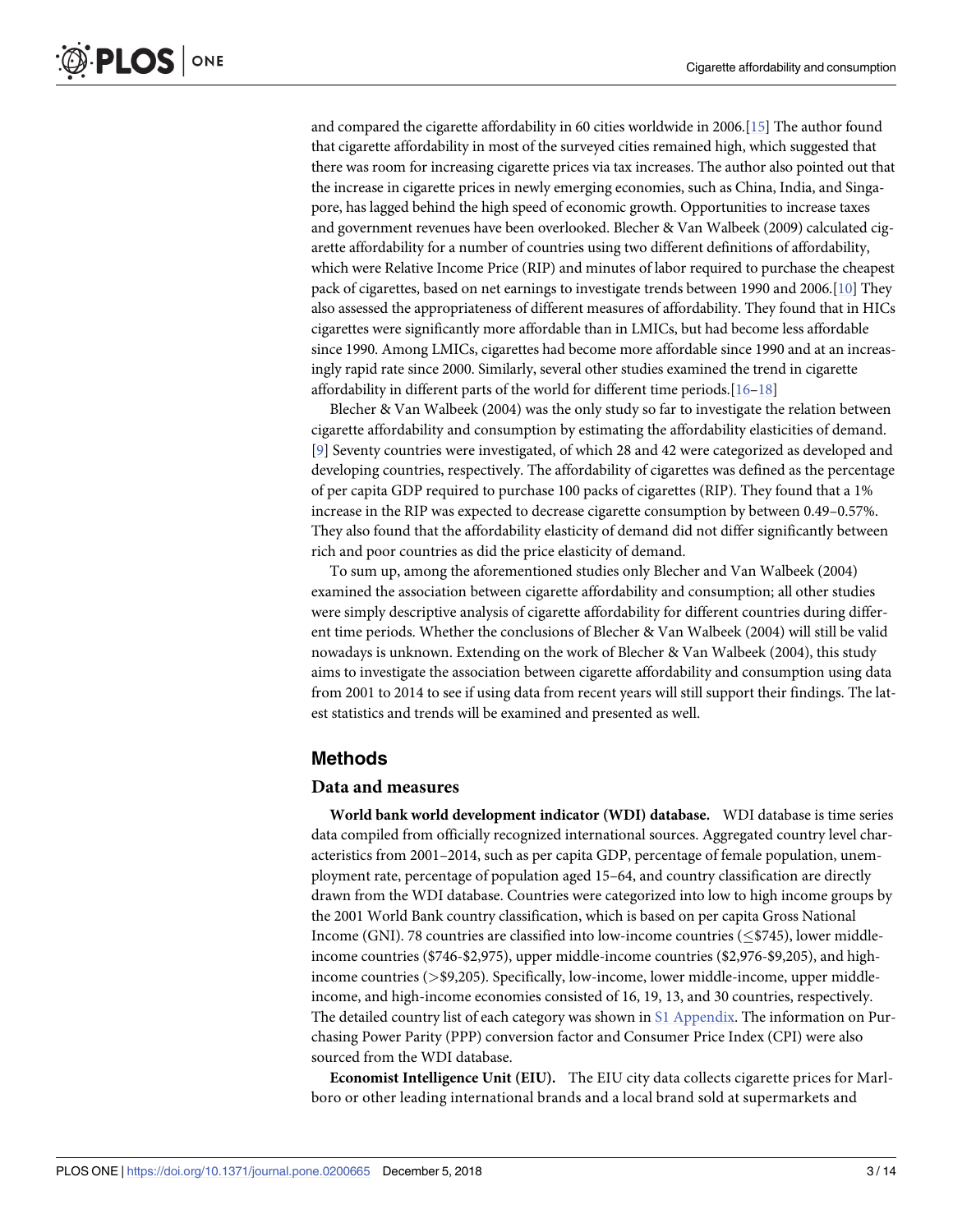and compared the cigarette affordability in 60 cities worldwide in 2006.[15] The author found that cigarette affordability in most of the surveyed cities remained high, which suggested that there was room for increasing cigarette prices via tax increases. The author also pointed out that the increase in cigarette prices in newly emerging economies, such as China, India, and Singapore, has lagged behind the high speed of economic growth. Opportunities to increase taxes and government revenues have been overlooked. Blecher & Van Walbeek (2009) calculated cigarette affordability for a number of countries using two different definitions of affordability, which were Relative Income Price (RIP) and minutes of labor required to purchase the cheapest pack of cigarettes, based on net earnings to investigate trends between 1990 and 2006.[10] They also assessed the appropriateness of different measures of affordability. They found that in HICs cigarettes were significantly more affordable than in LMICs, but had become less affordable since 1990. Among LMICs, cigarettes had become more affordable since 1990 and at an increasingly rapid rate since 2000. Similarly, several other studies examined the trend in cigarette affordability in different parts of the world for different time periods.[16–18]

Blecher & Van Walbeek (2004) was the only study so far to investigate the relation between cigarette affordability and consumption by estimating the affordability elasticities of demand.[9] Seventy countries were investigated, of which 28 and 42 were categorized as developed and developing countries, respectively. The affordability of cigarettes was defined as the percentage of per capita GDP required to purchase 100 packs of cigarettes (RIP). They found that a 1% increase in the RIP was expected to decrease cigarette consumption by between 0.49–0.57%. They also found that the affordability elasticity of demand did not differ significantly between rich and poor countries as did the price elasticity of demand.

To sum up, among the aforementioned studies only Blecher and Van Walbeek (2004) examined the association between cigarette affordability and consumption; all other studies were simply descriptive analysis of cigarette affordability for different countries during different time periods. Whether the conclusions of Blecher & Van Walbeek (2004) will still be valid nowadays is unknown. Extending on the work of Blecher & Van Walbeek (2004), this study aims to investigate the association between cigarette affordability and consumption using data from 2001 to 2014 to see if using data from recent years will still support their findings. The latest statistics and trends will be examined and presented as well.

## Methods

### Data and measures

**World bank world development indicator (WDI) database.** WDI database is time series data compiled from officially recognized international sources. Aggregated country level characteristics from 2001–2014, such as per capita GDP, percentage of female population, unemployment rate, percentage of population aged 15–64, and country classification are directly drawn from the WDI database. Countries were categorized into low to high income groups by the 2001 World Bank country classification, which is based on per capita Gross National Income (GNI). 78 countries are classified into low-income countries ($\leq$\$745), lower middle-income countries (\$746-\$2,975), upper middle-income countries (\$2,976-\$9,205), and high-income countries (>\$9,205). Specifically, low-income, lower middle-income, upper middle-income, and high-income economies consisted of 16, 19, 13, and 30 countries, respectively. The detailed country list of each category was shown in S1 Appendix. The information on Purchasing Power Parity (PPP) conversion factor and Consumer Price Index (CPI) were also sourced from the WDI database.

**Economist Intelligence Unit (EIU).** The EIU city data collects cigarette prices for Marlboro or other leading international brands and a local brand sold at supermarkets and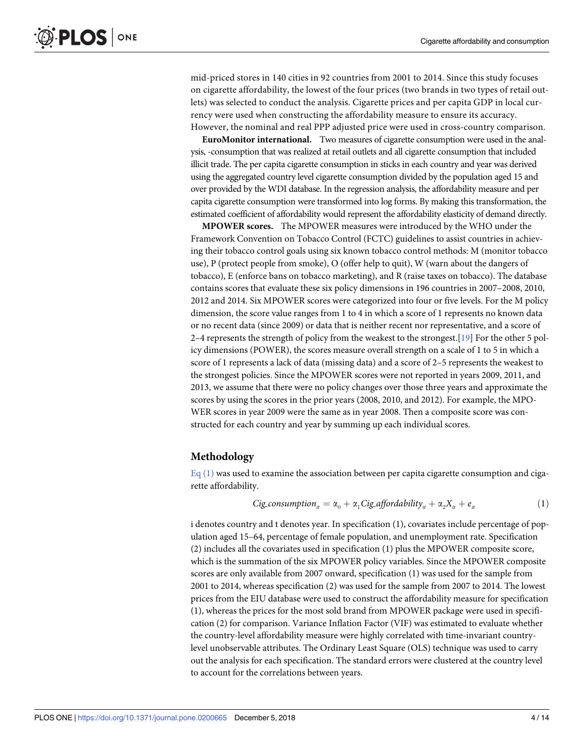mid-priced stores in 140 cities in 92 countries from 2001 to 2014. Since this study focuses on cigarette affordability, the lowest of the four prices (two brands in two types of retail outlets) was selected to conduct the analysis. Cigarette prices and per capita GDP in local currency were used when constructing the affordability measure to ensure its accuracy. However, the nominal and real PPP adjusted price were used in cross-country comparison.

**EuroMonitor international.** Two measures of cigarette consumption were used in the analysis, -consumption that was realized at retail outlets and all cigarette consumption that included illicit trade. The per capita cigarette consumption in sticks in each country and year was derived using the aggregated country level cigarette consumption divided by the population aged 15 and over provided by the WDI database. In the regression analysis, the affordability measure and per capita cigarette consumption were transformed into log forms. By making this transformation, the estimated coefficient of affordability would represent the affordability elasticity of demand directly.

**MPOWER scores.** The MPOWER measures were introduced by the WHO under the Framework Convention on Tobacco Control (FCTC) guidelines to assist countries in achieving their tobacco control goals using six known tobacco control methods: M (monitor tobacco use), P (protect people from smoke), O (offer help to quit), W (warn about the dangers of tobacco), E (enforce bans on tobacco marketing), and R (raise taxes on tobacco). The database contains scores that evaluate these six policy dimensions in 196 countries in 2007–2008, 2010, 2012 and 2014. Six MPOWER scores were categorized into four or five levels. For the M policy dimension, the score value ranges from 1 to 4 in which a score of 1 represents no known data or no recent data (since 2009) or data that is neither recent nor representative, and a score of 2–4 represents the strength of policy from the weakest to the strongest.[19] For the other 5 policy dimensions (POWER), the scores measure overall strength on a scale of 1 to 5 in which a score of 1 represents a lack of data (missing data) and a score of 2–5 represents the weakest to the strongest policies. Since the MPOWER scores were not reported in years 2009, 2011, and 2013, we assume that there were no policy changes over those three years and approximate the scores by using the scores in the prior years (2008, 2010, and 2012). For example, the MPOWER scores in year 2009 were the same as in year 2008. Then a composite score was constructed for each country and year by summing up each individual scores.

## Methodology

Eq (1) was used to examine the association between per capita cigarette consumption and cigarette affordability.

$$Cig\_consumption_{it} = \alpha_0 + \alpha_1 Cig\_affordability_{it} + \alpha_2 X_{it} + e_{it} \tag{1}$$

i denotes country and t denotes year. In specification (1), covariates include percentage of population aged 15–64, percentage of female population, and unemployment rate. Specification (2) includes all the covariates used in specification (1) plus the MPOWER composite score, which is the summation of the six MPOWER policy variables. Since the MPOWER composite scores are only available from 2007 onward, specification (1) was used for the sample from 2001 to 2014, whereas specification (2) was used for the sample from 2007 to 2014. The lowest prices from the EIU database were used to construct the affordability measure for specification (1), whereas the prices for the most sold brand from MPOWER package were used in specification (2) for comparison. Variance Inflation Factor (VIF) was estimated to evaluate whether the country-level affordability measure were highly correlated with time-invariant country-level unobservable attributes. The Ordinary Least Square (OLS) technique was used to carry out the analysis for each specification. The standard errors were clustered at the country level to account for the correlations between years.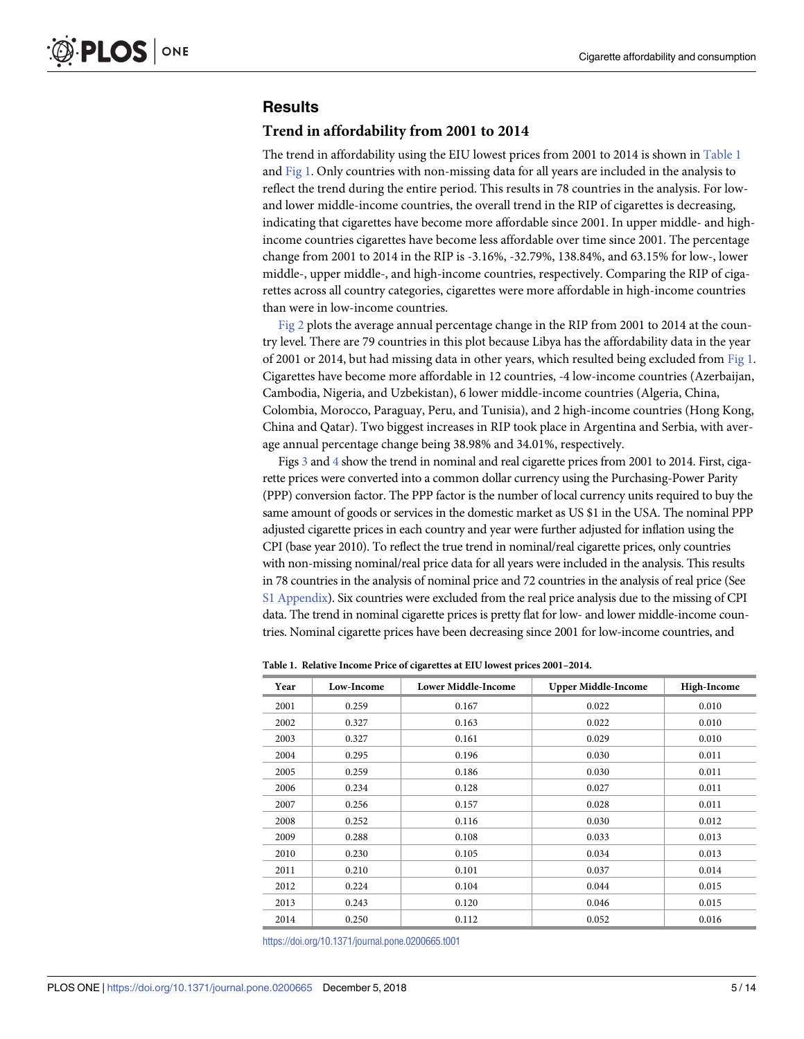## Results

### Trend in affordability from 2001 to 2014

The trend in affordability using the EIU lowest prices from 2001 to 2014 is shown in Table 1 and Fig 1. Only countries with non-missing data for all years are included in the analysis to reflect the trend during the entire period. This results in 78 countries in the analysis. For low- and lower middle-income countries, the overall trend in the RIP of cigarettes is decreasing, indicating that cigarettes have become more affordable since 2001. In upper middle- and high-income countries cigarettes have become less affordable over time since 2001. The percentage change from 2001 to 2014 in the RIP is -3.16%, -32.79%, 138.84%, and 63.15% for low-, lower middle-, upper middle-, and high-income countries, respectively. Comparing the RIP of cigarettes across all country categories, cigarettes were more affordable in high-income countries than were in low-income countries.

Fig 2 plots the average annual percentage change in the RIP from 2001 to 2014 at the country level. There are 79 countries in this plot because Libya has the affordability data in the year of 2001 or 2014, but had missing data in other years, which resulted being excluded from Fig 1. Cigarettes have become more affordable in 12 countries, -4 low-income countries (Azerbaijan, Cambodia, Nigeria, and Uzbekistan), 6 lower middle-income countries (Algeria, China, Colombia, Morocco, Paraguay, Peru, and Tunisia), and 2 high-income countries (Hong Kong, China and Qatar). Two biggest increases in RIP took place in Argentina and Serbia, with average annual percentage change being 38.98% and 34.01%, respectively.

Figs 3 and 4 show the trend in nominal and real cigarette prices from 2001 to 2014. First, cigarette prices were converted into a common dollar currency using the Purchasing-Power Parity (PPP) conversion factor. The PPP factor is the number of local currency units required to buy the same amount of goods or services in the domestic market as US $1 in the USA. The nominal PPP adjusted cigarette prices in each country and year were further adjusted for inflation using the CPI (base year 2010). To reflect the true trend in nominal/real cigarette prices, only countries with non-missing nominal/real price data for all years were included in the analysis. This results in 78 countries in the analysis of nominal price and 72 countries in the analysis of real price (See S1 Appendix). Six countries were excluded from the real price analysis due to the missing of CPI data. The trend in nominal cigarette prices is pretty flat for low- and lower middle-income countries. Nominal cigarette prices have been decreasing since 2001 for low-income countries, and

**Table 1. Relative Income Price of cigarettes at EIU lowest prices 2001–2014.**

| Year | Low-Income | Lower Middle-Income | Upper Middle-Income | High-Income |
|---|---|---|---|---|
| 2001 | 0.259 | 0.167 | 0.022 | 0.010 |
| 2002 | 0.327 | 0.163 | 0.022 | 0.010 |
| 2003 | 0.327 | 0.161 | 0.029 | 0.010 |
| 2004 | 0.295 | 0.196 | 0.030 | 0.011 |
| 2005 | 0.259 | 0.186 | 0.030 | 0.011 |
| 2006 | 0.234 | 0.128 | 0.027 | 0.011 |
| 2007 | 0.256 | 0.157 | 0.028 | 0.011 |
| 2008 | 0.252 | 0.116 | 0.030 | 0.012 |
| 2009 | 0.288 | 0.108 | 0.033 | 0.013 |
| 2010 | 0.230 | 0.105 | 0.034 | 0.013 |
| 2011 | 0.210 | 0.101 | 0.037 | 0.014 |
| 2012 | 0.224 | 0.104 | 0.044 | 0.015 |
| 2013 | 0.243 | 0.120 | 0.046 | 0.015 |
| 2014 | 0.250 | 0.112 | 0.052 | 0.016 |

https://doi.org/10.1371/journal.pone.0200665.t001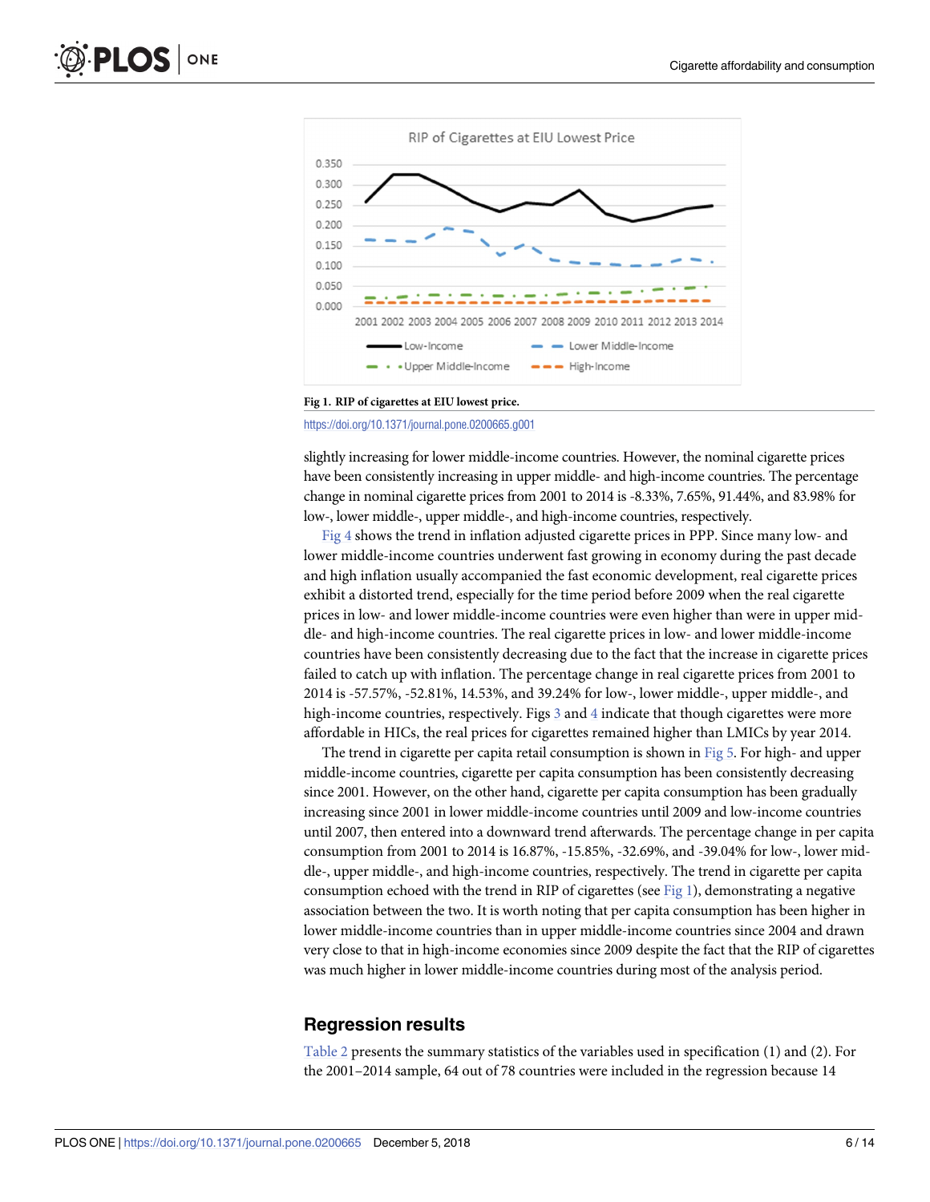Fig 1. RIP of cigarettes at EIU lowest price.

https://doi.org/10.1371/journal.pone.0200665.g001

slightly increasing for lower middle-income countries. However, the nominal cigarette prices have been consistently increasing in upper middle- and high-income countries. The percentage change in nominal cigarette prices from 2001 to 2014 is -8.33%, 7.65%, 91.44%, and 83.98% for low-, lower middle-, upper middle-, and high-income countries, respectively.

Fig 4 shows the trend in inflation adjusted cigarette prices in PPP. Since many low- and lower middle-income countries underwent fast growing in economy during the past decade and high inflation usually accompanied the fast economic development, real cigarette prices exhibit a distorted trend, especially for the time period before 2009 when the real cigarette prices in low- and lower middle-income countries were even higher than were in upper middle- and high-income countries. The real cigarette prices in low- and lower middle-income countries have been consistently decreasing due to the fact that the increase in cigarette prices failed to catch up with inflation. The percentage change in real cigarette prices from 2001 to 2014 is -57.57%, -52.81%, 14.53%, and 39.24% for low-, lower middle-, upper middle-, and high-income countries, respectively. Figs 3 and 4 indicate that though cigarettes were more affordable in HICs, the real prices for cigarettes remained higher than LMICs by year 2014.

The trend in cigarette per capita retail consumption is shown in Fig 5. For high- and upper middle-income countries, cigarette per capita consumption has been consistently decreasing since 2001. However, on the other hand, cigarette per capita consumption has been gradually increasing since 2001 in lower middle-income countries until 2009 and low-income countries until 2007, then entered into a downward trend afterwards. The percentage change in per capita consumption from 2001 to 2014 is 16.87%, -15.85%, -32.69%, and -39.04% for low-, lower middle-, upper middle-, and high-income countries, respectively. The trend in cigarette per capita consumption echoed with the trend in RIP of cigarettes (see Fig 1), demonstrating a negative association between the two. It is worth noting that per capita consumption has been higher in lower middle-income countries than in upper middle-income countries since 2004 and drawn very close to that in high-income economies since 2009 despite the fact that the RIP of cigarettes was much higher in lower middle-income countries during most of the analysis period.

## Regression results

Table 2 presents the summary statistics of the variables used in specification (1) and (2). For the 2001–2014 sample, 64 out of 78 countries were included in the regression because 14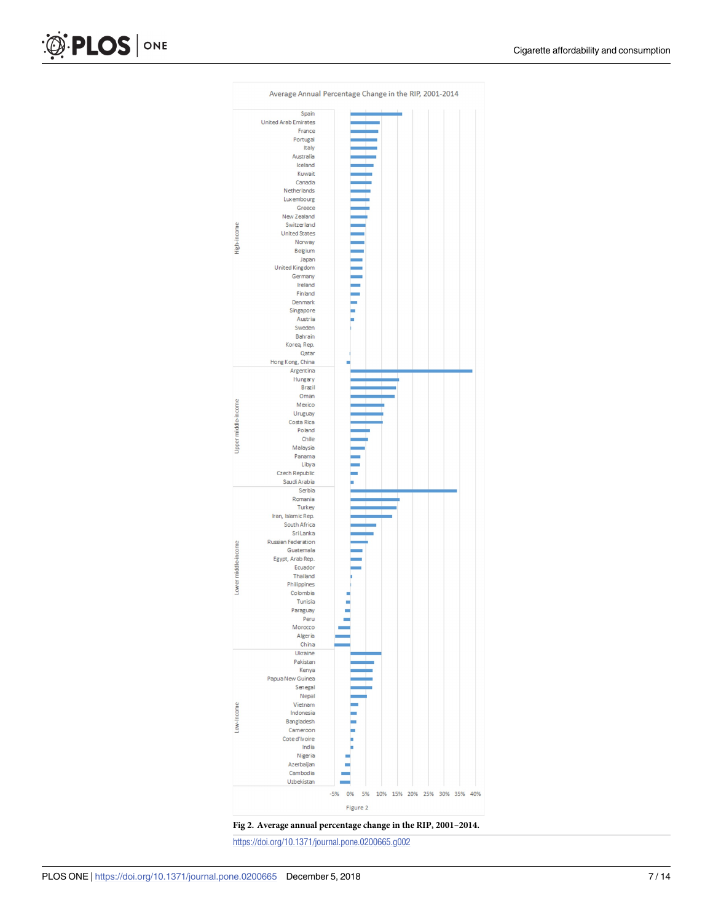Fig 2. Average annual percentage change in the RIP, 2001–2014.

https://doi.org/10.1371/journal.pone.0200665.g002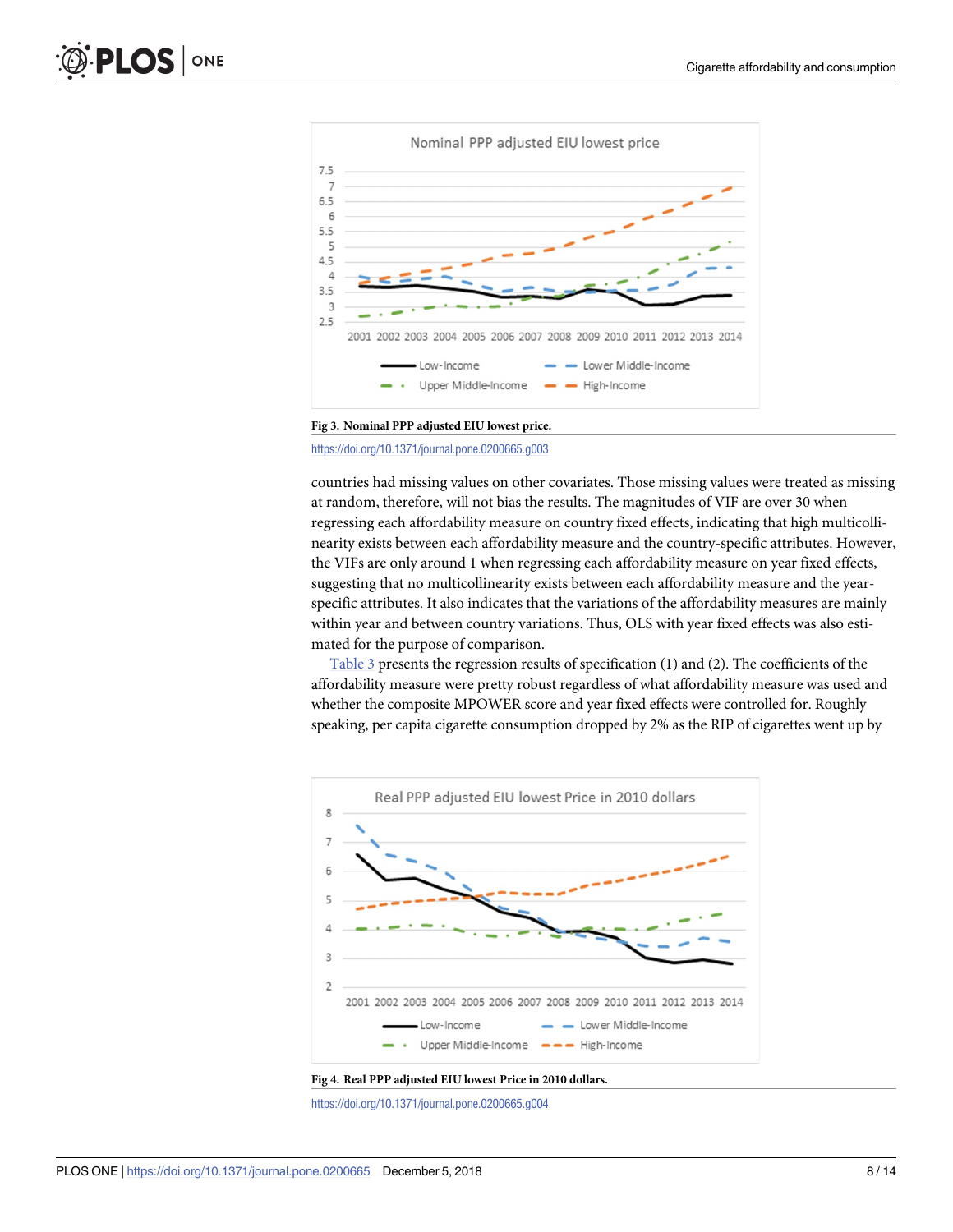Fig 3. Nominal PPP adjusted EIU lowest price.

https://doi.org/10.1371/journal.pone.0200665.g003

countries had missing values on other covariates. Those missing values were treated as missing at random, therefore, will not bias the results. The magnitudes of VIF are over 30 when regressing each affordability measure on country fixed effects, indicating that high multicollinearity exists between each affordability measure and the country-specific attributes. However, the VIFs are only around 1 when regressing each affordability measure on year fixed effects, suggesting that no multicollinearity exists between each affordability measure and the year-specific attributes. It also indicates that the variations of the affordability measures are mainly within year and between country variations. Thus, OLS with year fixed effects was also estimated for the purpose of comparison.

Table 3 presents the regression results of specification (1) and (2). The coefficients of the affordability measure were pretty robust regardless of what affordability measure was used and whether the composite MPOWER score and year fixed effects were controlled for. Roughly speaking, per capita cigarette consumption dropped by 2% as the RIP of cigarettes went up by

Fig 4. Real PPP adjusted EIU lowest Price in 2010 dollars.

https://doi.org/10.1371/journal.pone.0200665.g004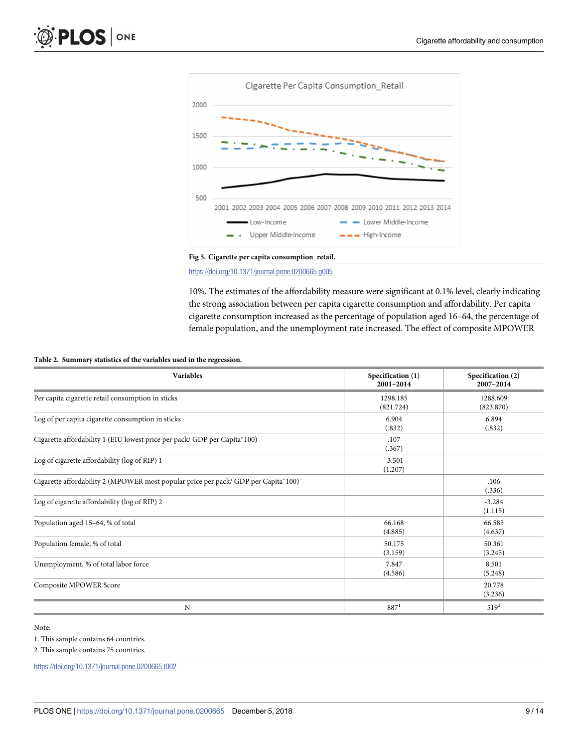Fig 5. Cigarette per capita consumption_retail.

https://doi.org/10.1371/journal.pone.0200665.g005

10%. The estimates of the affordability measure were significant at 0.1% level, clearly indicating the strong association between per capita cigarette consumption and affordability. Per capita cigarette consumption increased as the percentage of population aged 16–64, the percentage of female population, and the unemployment rate increased. The effect of composite MPOWER

**Table 2. Summary statistics of the variables used in the regression.**

| Variables | Specification (1) 2001–2014 | Specification (2) 2007–2014 |
|---|---|---|
| Per capita cigarette retail consumption in sticks | 1298.185 (821.724) | 1288.609 (823.870) |
| Log of per capita cigarette consumption in sticks | 6.904 (.832) | 6.894 (.832) |
| Cigarette affordability 1 (EIU lowest price per pack/ GDP per Capita*100) | .107 (.367) | |
| Log of cigarette affordability (log of RIP) 1 | -3.501 (1.207) | |
| Cigarette affordability 2 (MPOWER most popular price per pack/ GDP per Capita*100) | | .106 (.336) |
| Log of cigarette affordability (log of RIP) 2 | | -3.284 (1.115) |
| Population aged 15–64, % of total | 66.168 (4.885) | 66.585 (4.637) |
| Population female, % of total | 50.175 (3.159) | 50.361 (3.245) |
| Unemployment, % of total labor force | 7.847 (4.586) | 8.501 (5.248) |
| Composite MPOWER Score | | 20.778 (3.236) |
| N | 887[1] | 519[2] |

Note:

1. This sample contains 64 countries.

2. This sample contains 75 countries.

https://doi.org/10.1371/journal.pone.0200665.t002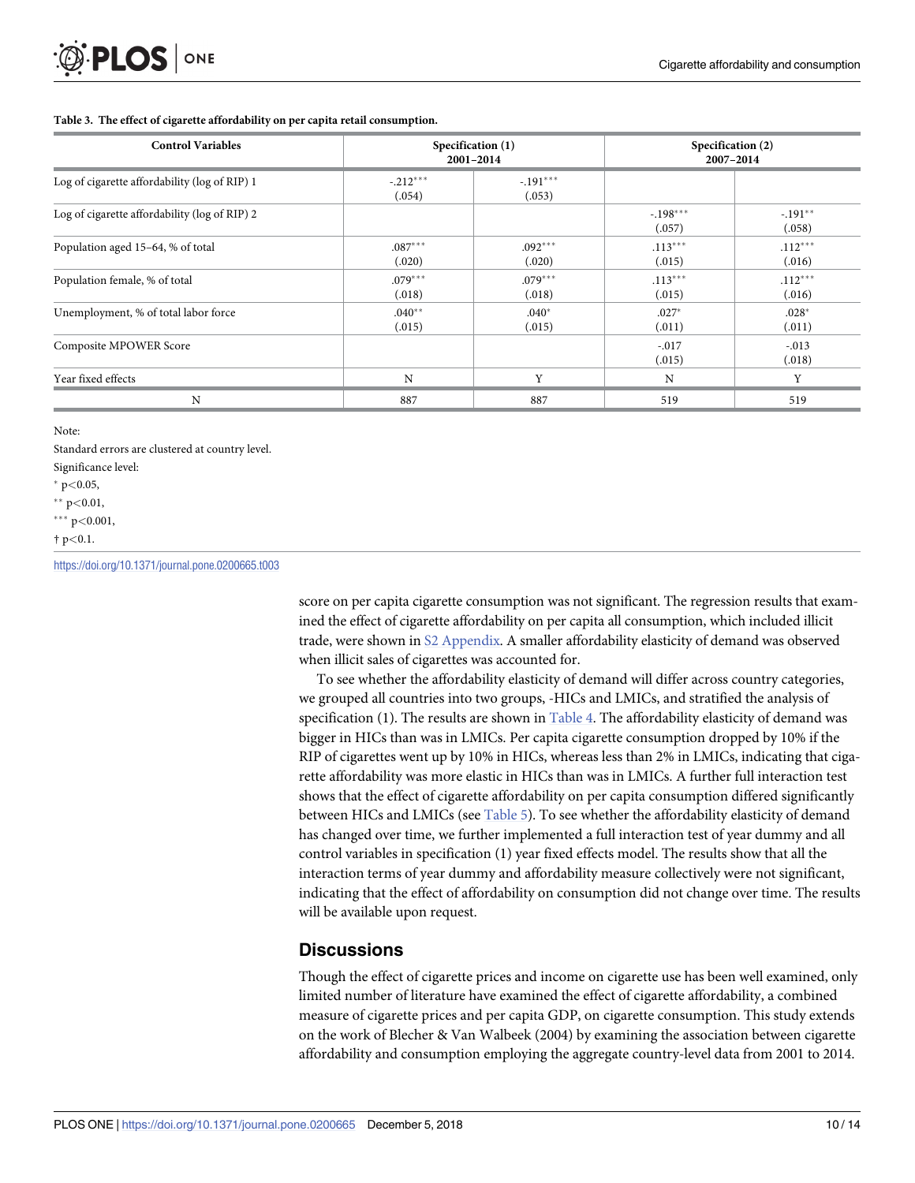**Table 3. The effect of cigarette affordability on per capita retail consumption.**

| Control Variables | Specification (1) 2001–2014 | | Specification (2) 2007–2014 | |
|---|---|---|---|---|
| Log of cigarette affordability (log of RIP) 1 | -.212*** (.054) | -.191*** (.053) | | |
| Log of cigarette affordability (log of RIP) 2 | | | -.198*** (.057) | -.191** (.058) |
| Population aged 15–64, % of total | .087*** (.020) | .092*** (.020) | .113*** (.015) | .112*** (.016) |
| Population female, % of total | .079*** (.018) | .079*** (.018) | .113*** (.015) | .112*** (.016) |
| Unemployment, % of total labor force | .040** (.015) | .040* (.015) | .027* (.011) | .028* (.011) |
| Composite MPOWER Score | | | -.017 (.015) | -.013 (.018) |
| Year fixed effects | N | Y | N | Y |
| N | 887 | 887 | 519 | 519 |

Note:

Standard errors are clustered at country level.

Significance level:

* $p<0.05$,

** $p<0.01$,

*** $p<0.001$,

† $p<0.1$.

https://doi.org/10.1371/journal.pone.0200665.t003

score on per capita cigarette consumption was not significant. The regression results that examined the effect of cigarette affordability on per capita all consumption, which included illicit trade, were shown in S2 Appendix. A smaller affordability elasticity of demand was observed when illicit sales of cigarettes was accounted for.

To see whether the affordability elasticity of demand will differ across country categories, we grouped all countries into two groups, -HICs and LMICs, and stratified the analysis of specification (1). The results are shown in Table 4. The affordability elasticity of demand was bigger in HICs than was in LMICs. Per capita cigarette consumption dropped by 10% if the RIP of cigarettes went up by 10% in HICs, whereas less than 2% in LMICs, indicating that cigarette affordability was more elastic in HICs than was in LMICs. A further full interaction test shows that the effect of cigarette affordability on per capita consumption differed significantly between HICs and LMICs (see Table 5). To see whether the affordability elasticity of demand has changed over time, we further implemented a full interaction test of year dummy and all control variables in specification (1) year fixed effects model. The results show that all the interaction terms of year dummy and affordability measure collectively were not significant, indicating that the effect of affordability on consumption did not change over time. The results will be available upon request.

## Discussions

Though the effect of cigarette prices and income on cigarette use has been well examined, only limited number of literature have examined the effect of cigarette affordability, a combined measure of cigarette prices and per capita GDP, on cigarette consumption. This study extends on the work of Blecher & Van Walbeek (2004) by examining the association between cigarette affordability and consumption employing the aggregate country-level data from 2001 to 2014.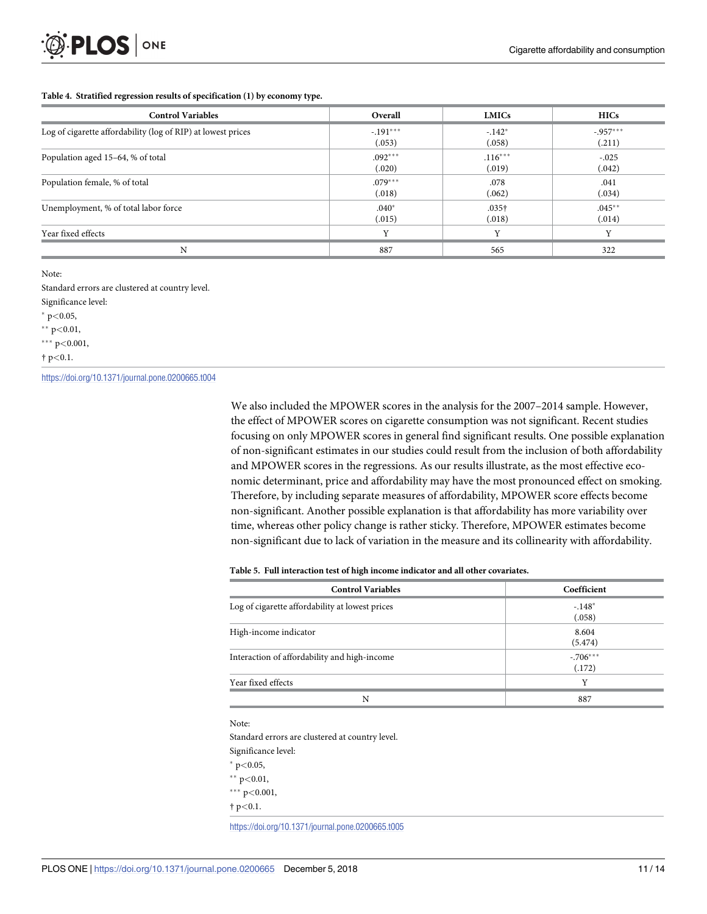**Table 4. Stratified regression results of specification (1) by economy type.**

| Control Variables | Overall | LMICs | HICs |
|---|---|---|---|
| Log of cigarette affordability (log of RIP) at lowest prices | -.191*** (.053) | -.142* (.058) | -.957*** (.211) |
| Population aged 15–64, % of total | .092*** (.020) | .116*** (.019) | -.025 (.042) |
| Population female, % of total | .079*** (.018) | .078 (.062) | .041 (.034) |
| Unemployment, % of total labor force | .040* (.015) | .035† (.018) | .045** (.014) |
| Year fixed effects | Y | Y | Y |
| N | 887 | 565 | 322 |

Note:

Standard errors are clustered at country level.

Significance level:

* $p<0.05$,

** $p<0.01$,

*** $p<0.001$,

† $p<0.1$.

https://doi.org/10.1371/journal.pone.0200665.t004

We also included the MPOWER scores in the analysis for the 2007–2014 sample. However, the effect of MPOWER scores on cigarette consumption was not significant. Recent studies focusing on only MPOWER scores in general find significant results. One possible explanation of non-significant estimates in our studies could result from the inclusion of both affordability and MPOWER scores in the regressions. As our results illustrate, as the most effective economic determinant, price and affordability may have the most pronounced effect on smoking. Therefore, by including separate measures of affordability, MPOWER score effects become non-significant. Another possible explanation is that affordability has more variability over time, whereas other policy change is rather sticky. Therefore, MPOWER estimates become non-significant due to lack of variation in the measure and its collinearity with affordability.

**Table 5. Full interaction test of high income indicator and all other covariates.**

| Control Variables | Coefficient |
|---|---|
| Log of cigarette affordability at lowest prices | -.148* (.058) |
| High-income indicator | 8.604 (5.474) |
| Interaction of affordability and high-income | -.706*** (.172) |
| Year fixed effects | Y |
| N | 887 |

Note:

Standard errors are clustered at country level.

Significance level:

* $p<0.05$,

** $p<0.01$,

*** $p<0.001$,

† $p<0.1$.

https://doi.org/10.1371/journal.pone.0200665.t005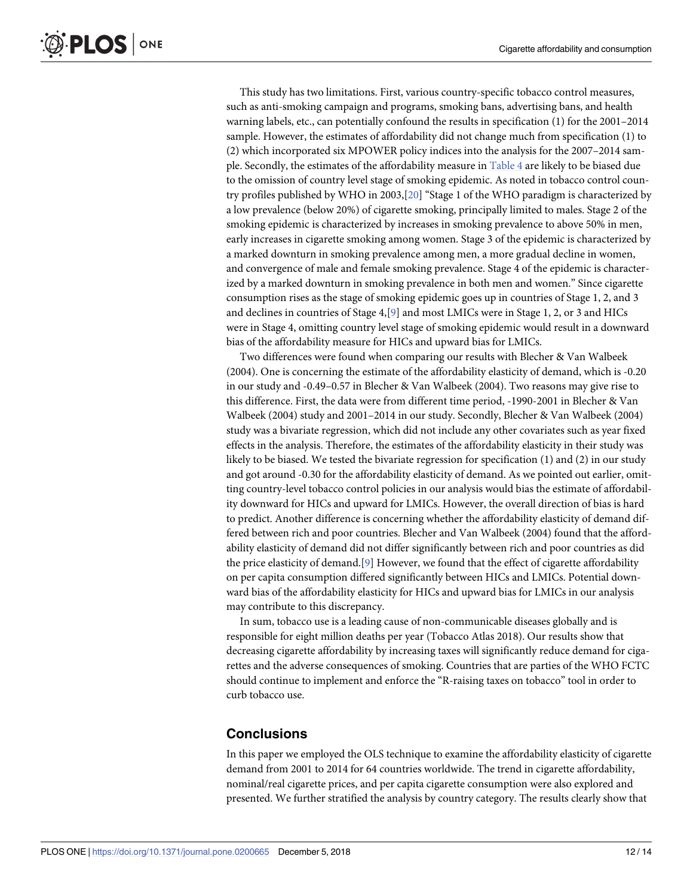This study has two limitations. First, various country-specific tobacco control measures, such as anti-smoking campaign and programs, smoking bans, advertising bans, and health warning labels, etc., can potentially confound the results in specification (1) for the 2001–2014 sample. However, the estimates of affordability did not change much from specification (1) to (2) which incorporated six MPOWER policy indices into the analysis for the 2007–2014 sample. Secondly, the estimates of the affordability measure in Table 4 are likely to be biased due to the omission of country level stage of smoking epidemic. As noted in tobacco control country profiles published by WHO in 2003,[20] "Stage 1 of the WHO paradigm is characterized by a low prevalence (below 20%) of cigarette smoking, principally limited to males. Stage 2 of the smoking epidemic is characterized by increases in smoking prevalence to above 50% in men, early increases in cigarette smoking among women. Stage 3 of the epidemic is characterized by a marked downturn in smoking prevalence among men, a more gradual decline in women, and convergence of male and female smoking prevalence. Stage 4 of the epidemic is characterized by a marked downturn in smoking prevalence in both men and women." Since cigarette consumption rises as the stage of smoking epidemic goes up in countries of Stage 1, 2, and 3 and declines in countries of Stage 4,[9] and most LMICs were in Stage 1, 2, or 3 and HICs were in Stage 4, omitting country level stage of smoking epidemic would result in a downward bias of the affordability measure for HICs and upward bias for LMICs.

Two differences were found when comparing our results with Blecher & Van Walbeek (2004). One is concerning the estimate of the affordability elasticity of demand, which is -0.20 in our study and -0.49–0.57 in Blecher & Van Walbeek (2004). Two reasons may give rise to this difference. First, the data were from different time period, -1990-2001 in Blecher & Van Walbeek (2004) study and 2001–2014 in our study. Secondly, Blecher & Van Walbeek (2004) study was a bivariate regression, which did not include any other covariates such as year fixed effects in the analysis. Therefore, the estimates of the affordability elasticity in their study was likely to be biased. We tested the bivariate regression for specification (1) and (2) in our study and got around -0.30 for the affordability elasticity of demand. As we pointed out earlier, omitting country-level tobacco control policies in our analysis would bias the estimate of affordability downward for HICs and upward for LMICs. However, the overall direction of bias is hard to predict. Another difference is concerning whether the affordability elasticity of demand differed between rich and poor countries. Blecher and Van Walbeek (2004) found that the affordability elasticity of demand did not differ significantly between rich and poor countries as did the price elasticity of demand.[9] However, we found that the effect of cigarette affordability on per capita consumption differed significantly between HICs and LMICs. Potential downward bias of the affordability elasticity for HICs and upward bias for LMICs in our analysis may contribute to this discrepancy.

In sum, tobacco use is a leading cause of non-communicable diseases globally and is responsible for eight million deaths per year (Tobacco Atlas 2018). Our results show that decreasing cigarette affordability by increasing taxes will significantly reduce demand for cigarettes and the adverse consequences of smoking. Countries that are parties of the WHO FCTC should continue to implement and enforce the "R-raising taxes on tobacco" tool in order to curb tobacco use.

## Conclusions

In this paper we employed the OLS technique to examine the affordability elasticity of cigarette demand from 2001 to 2014 for 64 countries worldwide. The trend in cigarette affordability, nominal/real cigarette prices, and per capita cigarette consumption were also explored and presented. We further stratified the analysis by country category. The results clearly show that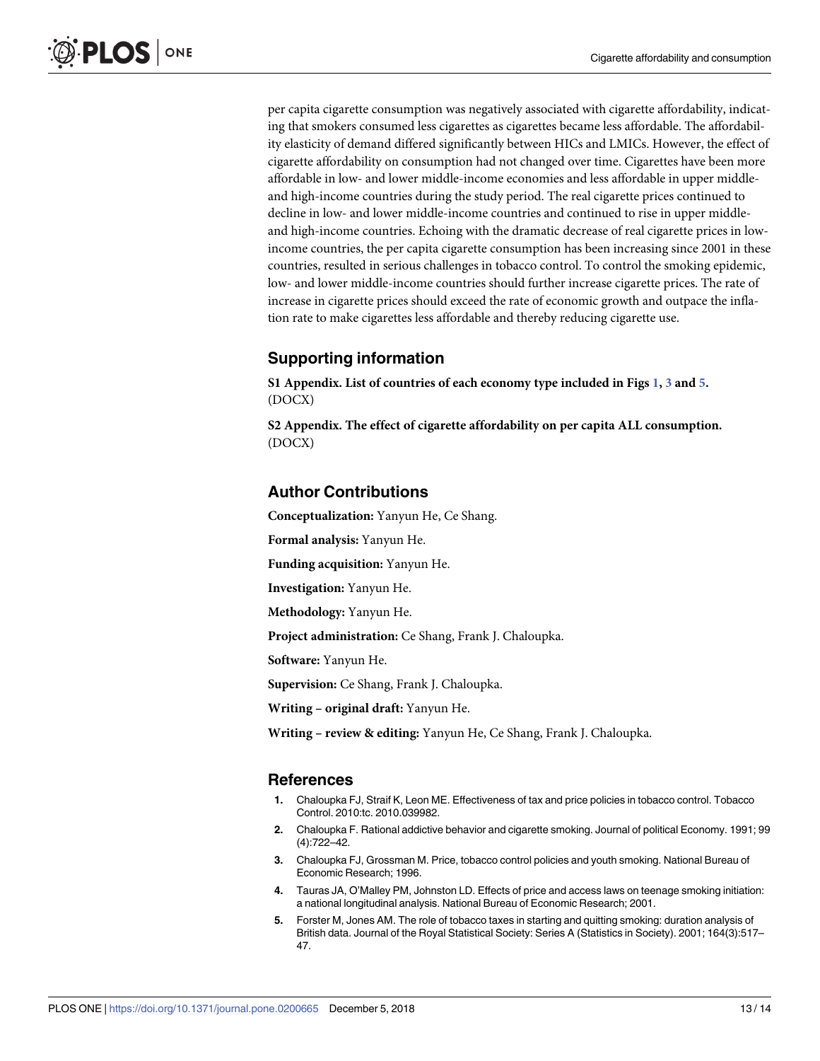per capita cigarette consumption was negatively associated with cigarette affordability, indicating that smokers consumed less cigarettes as cigarettes became less affordable. The affordability elasticity of demand differed significantly between HICs and LMICs. However, the effect of cigarette affordability on consumption had not changed over time. Cigarettes have been more affordable in low- and lower middle-income economies and less affordable in upper middle- and high-income countries during the study period. The real cigarette prices continued to decline in low- and lower middle-income countries and continued to rise in upper middle- and high-income countries. Echoing with the dramatic decrease of real cigarette prices in low-income countries, the per capita cigarette consumption has been increasing since 2001 in these countries, resulted in serious challenges in tobacco control. To control the smoking epidemic, low- and lower middle-income countries should further increase cigarette prices. The rate of increase in cigarette prices should exceed the rate of economic growth and outpace the inflation rate to make cigarettes less affordable and thereby reducing cigarette use.

## Supporting information

**S1 Appendix. List of countries of each economy type included in Figs 1, 3 and 5.**
(DOCX)

**S2 Appendix. The effect of cigarette affordability on per capita ALL consumption.**
(DOCX)

## Author Contributions

**Conceptualization:** Yanyun He, Ce Shang.

**Formal analysis:** Yanyun He.

**Funding acquisition:** Yanyun He.

**Investigation:** Yanyun He.

**Methodology:** Yanyun He.

**Project administration:** Ce Shang, Frank J. Chaloupka.

**Software:** Yanyun He.

**Supervision:** Ce Shang, Frank J. Chaloupka.

**Writing – original draft:** Yanyun He.

**Writing – review & editing:** Yanyun He, Ce Shang, Frank J. Chaloupka.

## References

1. Chaloupka FJ, Straif K, Leon ME. Effectiveness of tax and price policies in tobacco control. Tobacco Control. 2010:tc. 2010.039982.
2. Chaloupka F. Rational addictive behavior and cigarette smoking. Journal of political Economy. 1991; 99 (4):722–42.
3. Chaloupka FJ, Grossman M. Price, tobacco control policies and youth smoking. National Bureau of Economic Research; 1996.
4. Tauras JA, O'Malley PM, Johnston LD. Effects of price and access laws on teenage smoking initiation: a national longitudinal analysis. National Bureau of Economic Research; 2001.
5. Forster M, Jones AM. The role of tobacco taxes in starting and quitting smoking: duration analysis of British data. Journal of the Royal Statistical Society: Series A (Statistics in Society). 2001; 164(3):517–47.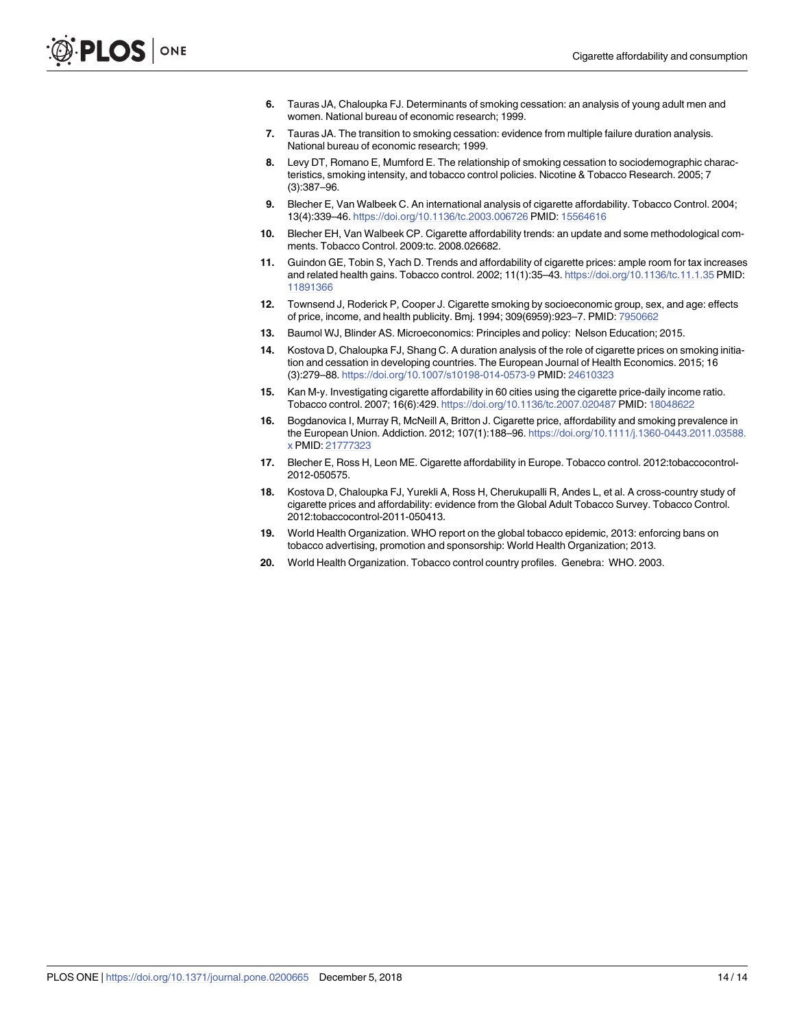6. Tauras JA, Chaloupka FJ. Determinants of smoking cessation: an analysis of young adult men and women. National bureau of economic research; 1999.
7. Tauras JA. The transition to smoking cessation: evidence from multiple failure duration analysis. National bureau of economic research; 1999.
8. Levy DT, Romano E, Mumford E. The relationship of smoking cessation to sociodemographic characteristics, smoking intensity, and tobacco control policies. Nicotine & Tobacco Research. 2005; 7 (3):387–96.
9. Blecher E, Van Walbeek C. An international analysis of cigarette affordability. Tobacco Control. 2004; 13(4):339–46. https://doi.org/10.1136/tc.2003.006726 PMID: 15564616
10. Blecher EH, Van Walbeek CP. Cigarette affordability trends: an update and some methodological comments. Tobacco Control. 2009:tc. 2008.026682.
11. Guindon GE, Tobin S, Yach D. Trends and affordability of cigarette prices: ample room for tax increases and related health gains. Tobacco control. 2002; 11(1):35–43. https://doi.org/10.1136/tc.11.1.35 PMID: 11891366
12. Townsend J, Roderick P, Cooper J. Cigarette smoking by socioeconomic group, sex, and age: effects of price, income, and health publicity. Bmj. 1994; 309(6959):923–7. PMID: 7950662
13. Baumol WJ, Blinder AS. Microeconomics: Principles and policy: Nelson Education; 2015.
14. Kostova D, Chaloupka FJ, Shang C. A duration analysis of the role of cigarette prices on smoking initiation and cessation in developing countries. The European Journal of Health Economics. 2015; 16 (3):279–88. https://doi.org/10.1007/s10198-014-0573-9 PMID: 24610323
15. Kan M-y. Investigating cigarette affordability in 60 cities using the cigarette price-daily income ratio. Tobacco control. 2007; 16(6):429. https://doi.org/10.1136/tc.2007.020487 PMID: 18048622
16. Bogdanovica I, Murray R, McNeill A, Britton J. Cigarette price, affordability and smoking prevalence in the European Union. Addiction. 2012; 107(1):188–96. https://doi.org/10.1111/j.1360-0443.2011.03588.x PMID: 21777323
17. Blecher E, Ross H, Leon ME. Cigarette affordability in Europe. Tobacco control. 2012:tobaccocontrol-2012-050575.
18. Kostova D, Chaloupka FJ, Yurekli A, Ross H, Cherukupalli R, Andes L, et al. A cross-country study of cigarette prices and affordability: evidence from the Global Adult Tobacco Survey. Tobacco Control. 2012:tobaccocontrol-2011-050413.
19. World Health Organization. WHO report on the global tobacco epidemic, 2013: enforcing bans on tobacco advertising, promotion and sponsorship: World Health Organization; 2013.
20. World Health Organization. Tobacco control country profiles. Genebra: WHO. 2003.